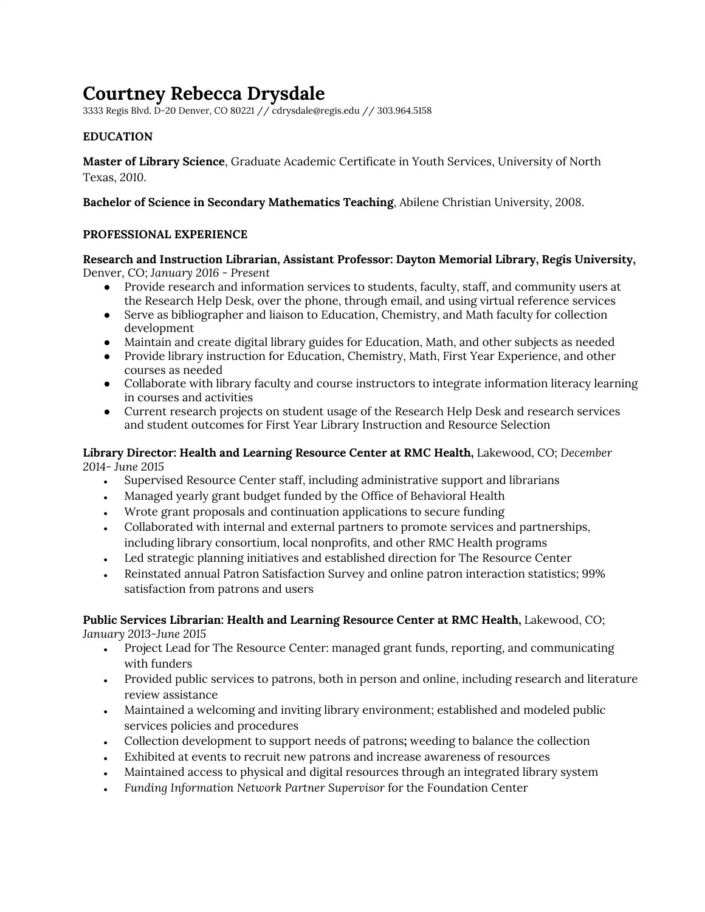# Courtney Rebecca Drysdale

3333 Regis Blvd. D-20 Denver, CO 80221 // cdrysdale@regis.edu // 303.964.5158

## EDUCATION

**Master of Library Science**, Graduate Academic Certificate in Youth Services, University of North Texas, 2010.

**Bachelor of Science in Secondary Mathematics Teaching**, Abilene Christian University, 2008.

## PROFESSIONAL EXPERIENCE

**Research and Instruction Librarian, Assistant Professor: Dayton Memorial Library, Regis University,** Denver, CO; *January 2016 - Present*

- Provide research and information services to students, faculty, staff, and community users at the Research Help Desk, over the phone, through email, and using virtual reference services
- Serve as bibliographer and liaison to Education, Chemistry, and Math faculty for collection development
- Maintain and create digital library guides for Education, Math, and other subjects as needed
- Provide library instruction for Education, Chemistry, Math, First Year Experience, and other courses as needed
- Collaborate with library faculty and course instructors to integrate information literacy learning in courses and activities
- Current research projects on student usage of the Research Help Desk and research services and student outcomes for First Year Library Instruction and Resource Selection

**Library Director: Health and Learning Resource Center at RMC Health,** Lakewood, CO; *December 2014- June 2015*

- Supervised Resource Center staff, including administrative support and librarians
- Managed yearly grant budget funded by the Office of Behavioral Health
- Wrote grant proposals and continuation applications to secure funding
- Collaborated with internal and external partners to promote services and partnerships, including library consortium, local nonprofits, and other RMC Health programs
- Led strategic planning initiatives and established direction for The Resource Center
- Reinstated annual Patron Satisfaction Survey and online patron interaction statistics; 99% satisfaction from patrons and users

**Public Services Librarian: Health and Learning Resource Center at RMC Health,** Lakewood, CO; *January 2013-June 2015*

- Project Lead for The Resource Center: managed grant funds, reporting, and communicating with funders
- Provided public services to patrons, both in person and online, including research and literature review assistance
- Maintained a welcoming and inviting library environment; established and modeled public services policies and procedures
- Collection development to support needs of patrons**;** weeding to balance the collection
- Exhibited at events to recruit new patrons and increase awareness of resources
- Maintained access to physical and digital resources through an integrated library system
- *Funding Information Network Partner Supervisor* for the Foundation Center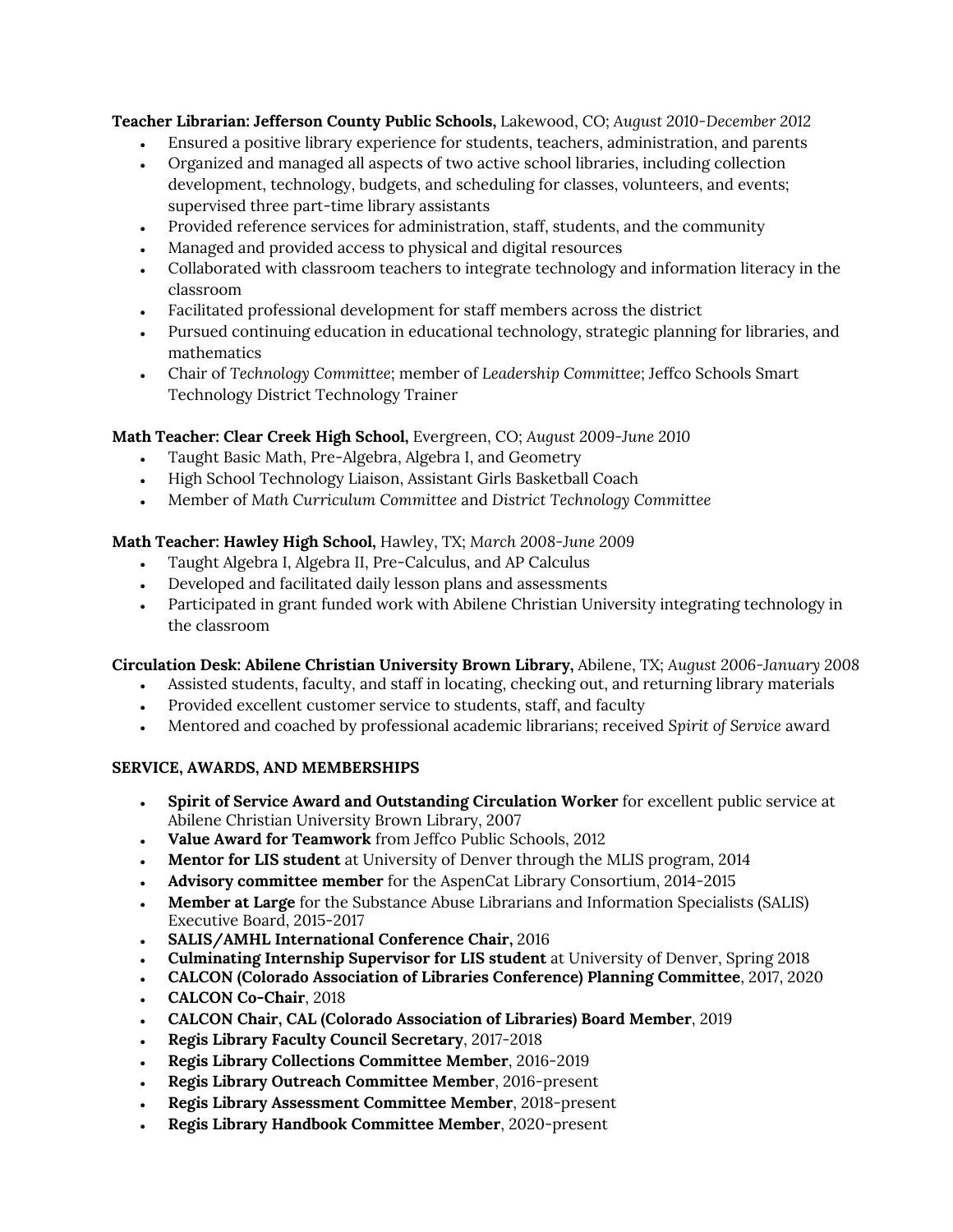**Teacher Librarian: Jefferson County Public Schools,** Lakewood, CO; *August 2010-December 2012*

- Ensured a positive library experience for students, teachers, administration, and parents
- Organized and managed all aspects of two active school libraries, including collection development, technology, budgets, and scheduling for classes, volunteers, and events; supervised three part-time library assistants
- Provided reference services for administration, staff, students, and the community
- Managed and provided access to physical and digital resources
- Collaborated with classroom teachers to integrate technology and information literacy in the classroom
- Facilitated professional development for staff members across the district
- Pursued continuing education in educational technology, strategic planning for libraries, and mathematics
- Chair of *Technology Committee*; member of *Leadership Committee*; Jeffco Schools Smart Technology District Technology Trainer

**Math Teacher: Clear Creek High School,** Evergreen, CO; *August 2009-June 2010*

- Taught Basic Math, Pre-Algebra, Algebra I, and Geometry
- High School Technology Liaison, Assistant Girls Basketball Coach
- Member of *Math Curriculum Committee* and *District Technology Committee*

**Math Teacher: Hawley High School,** Hawley, TX; *March 2008-June 2009*

- Taught Algebra I, Algebra II, Pre-Calculus, and AP Calculus
- Developed and facilitated daily lesson plans and assessments
- Participated in grant funded work with Abilene Christian University integrating technology in the classroom

**Circulation Desk: Abilene Christian University Brown Library,** Abilene, TX; *August 2006-January 2008*

- Assisted students, faculty, and staff in locating, checking out, and returning library materials
- Provided excellent customer service to students, staff, and faculty
- Mentored and coached by professional academic librarians; received *Spirit of Service* award

**SERVICE, AWARDS, AND MEMBERSHIPS**

- **Spirit of Service Award and Outstanding Circulation Worker** for excellent public service at Abilene Christian University Brown Library, 2007
- **Value Award for Teamwork** from Jeffco Public Schools, 2012
- **Mentor for LIS student** at University of Denver through the MLIS program, 2014
- **Advisory committee member** for the AspenCat Library Consortium, 2014-2015
- **Member at Large** for the Substance Abuse Librarians and Information Specialists (SALIS) Executive Board, 2015-2017
- **SALIS/AMHL International Conference Chair,** 2016
- **Culminating Internship Supervisor for LIS student** at University of Denver, Spring 2018
- **CALCON (Colorado Association of Libraries Conference) Planning Committee**, 2017, 2020
- **CALCON Co-Chair**, 2018
- **CALCON Chair, CAL (Colorado Association of Libraries) Board Member**, 2019
- **Regis Library Faculty Council Secretary**, 2017-2018
- **Regis Library Collections Committee Member**, 2016-2019
- **Regis Library Outreach Committee Member**, 2016-present
- **Regis Library Assessment Committee Member**, 2018-present
- **Regis Library Handbook Committee Member**, 2020-present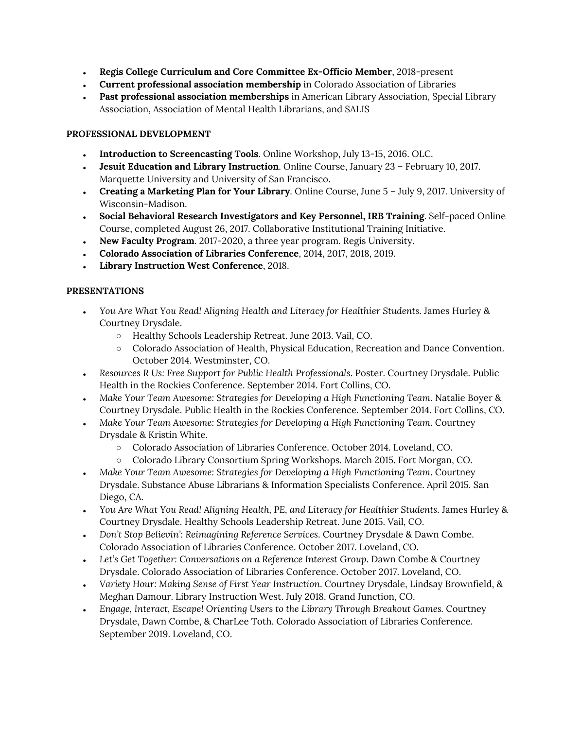- **Regis College Curriculum and Core Committee Ex-Officio Member**, 2018-present
- **Current professional association membership** in Colorado Association of Libraries
- **Past professional association memberships** in American Library Association, Special Library Association, Association of Mental Health Librarians, and SALIS

**PROFESSIONAL DEVELOPMENT**

- **Introduction to Screencasting Tools**. Online Workshop, July 13-15, 2016. OLC.
- **Jesuit Education and Library Instruction**. Online Course, January 23 – February 10, 2017. Marquette University and University of San Francisco.
- **Creating a Marketing Plan for Your Library**. Online Course, June 5 – July 9, 2017. University of Wisconsin-Madison.
- **Social Behavioral Research Investigators and Key Personnel, IRB Training**. Self-paced Online Course, completed August 26, 2017. Collaborative Institutional Training Initiative.
- **New Faculty Program**. 2017-2020, a three year program. Regis University.
- **Colorado Association of Libraries Conference**, 2014, 2017, 2018, 2019.
- **Library Instruction West Conference**, 2018.

**PRESENTATIONS**

- *You Are What You Read! Aligning Health and Literacy for Healthier Students*. James Hurley & Courtney Drysdale.
  - Healthy Schools Leadership Retreat. June 2013. Vail, CO.
  - Colorado Association of Health, Physical Education, Recreation and Dance Convention. October 2014. Westminster, CO.
- *Resources R Us: Free Support for Public Health Professionals*. Poster. Courtney Drysdale. Public Health in the Rockies Conference. September 2014. Fort Collins, CO.
- *Make Your Team Awesome: Strategies for Developing a High Functioning Team.* Natalie Boyer & Courtney Drysdale. Public Health in the Rockies Conference. September 2014. Fort Collins, CO.
- *Make Your Team Awesome: Strategies for Developing a High Functioning Team.* Courtney Drysdale & Kristin White.
  - Colorado Association of Libraries Conference. October 2014. Loveland, CO.
  - Colorado Library Consortium Spring Workshops. March 2015. Fort Morgan, CO.
- *Make Your Team Awesome: Strategies for Developing a High Functioning Team.* Courtney Drysdale. Substance Abuse Librarians & Information Specialists Conference. April 2015. San Diego, CA.
- *You Are What You Read! Aligning Health, PE, and Literacy for Healthier Students*. James Hurley & Courtney Drysdale. Healthy Schools Leadership Retreat. June 2015. Vail, CO.
- *Don't Stop Believin': Reimagining Reference Services*. Courtney Drysdale & Dawn Combe. Colorado Association of Libraries Conference. October 2017. Loveland, CO.
- *Let's Get Together: Conversations on a Reference Interest Group*. Dawn Combe & Courtney Drysdale. Colorado Association of Libraries Conference. October 2017. Loveland, CO.
- *Variety Hour: Making Sense of First Year Instruction.* Courtney Drysdale, Lindsay Brownfield, & Meghan Damour. Library Instruction West. July 2018. Grand Junction, CO.
- *Engage, Interact, Escape! Orienting Users to the Library Through Breakout Games.* Courtney Drysdale, Dawn Combe, & CharLee Toth. Colorado Association of Libraries Conference. September 2019. Loveland, CO.